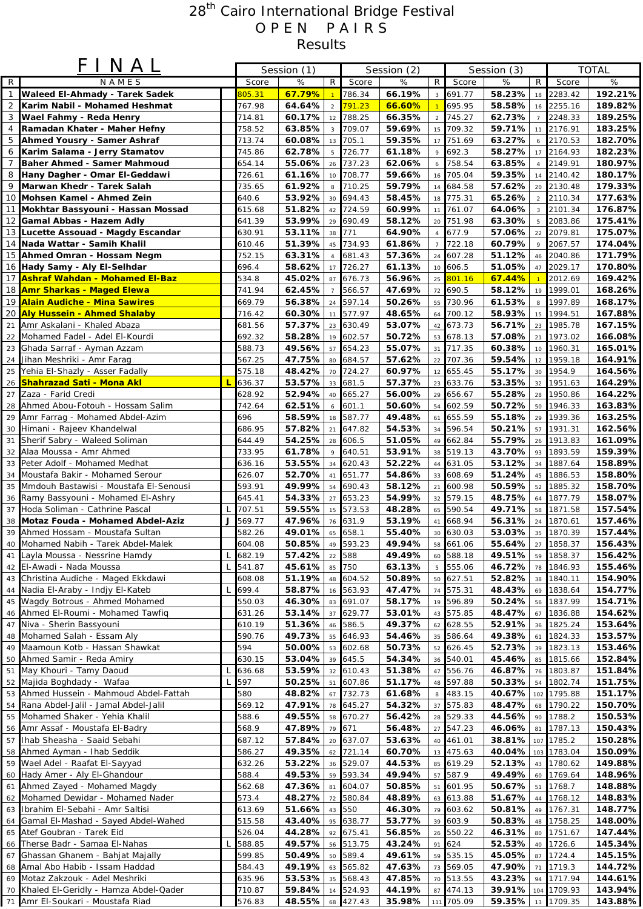# 28th Cairo International Bridge Festival
## OPEN PAIRS
## Results

## FINAL

| R | NAMES | | Session (1) | | | Session (2) | | | Session (3) | | | TOTAL | |
|---|---|---|---|---|---|---|---|---|---|---|---|---|---|
| | | | Score | % | R | Score | % | R | Score | % | R | Score | % |
| 1 | **Waleed El-Ahmady - Tarek Sadek** | | 805.31 | **67.79%** | 1 | 786.34 | **66.19%** | 3 | 691.77 | **58.23%** | 18 | 2283.42 | **192.21%** |
| 2 | **Karim Nabil - Mohamed Heshmat** | | 767.98 | **64.64%** | 2 | 791.23 | **66.60%** | 1 | 695.95 | **58.58%** | 16 | 2255.16 | **189.82%** |
| 3 | **Wael Fahmy - Reda Henry** | | 714.81 | **60.17%** | 12 | 788.25 | **66.35%** | 2 | 745.27 | **62.73%** | 7 | 2248.33 | **189.25%** |
| 4 | **Ramadan Khater - Maher Hefny** | | 758.52 | **63.85%** | 3 | 709.07 | **59.69%** | 15 | 709.32 | **59.71%** | 11 | 2176.91 | **183.25%** |
| 5 | **Ahmed Yousry - Samer Ashraf** | | 713.74 | **60.08%** | 13 | 705.1 | **59.35%** | 17 | 751.69 | **63.27%** | 6 | 2170.53 | **182.70%** |
| 6 | **Karim Salama - Jerry Stamatov** | | 745.86 | **62.78%** | 5 | 726.77 | **61.18%** | 9 | 692.3 | **58.27%** | 17 | 2164.93 | **182.23%** |
| 7 | **Baher Ahmed - Samer Mahmoud** | | 654.14 | **55.06%** | 26 | 737.23 | **62.06%** | 6 | 758.54 | **63.85%** | 4 | 2149.91 | **180.97%** |
| 8 | **Hany Dagher - Omar El-Geddawi** | | 726.61 | **61.16%** | 10 | 708.77 | **59.66%** | 16 | 705.04 | **59.35%** | 14 | 2140.42 | **180.17%** |
| 9 | **Marwan Khedr - Tarek Salah** | | 735.65 | **61.92%** | 8 | 710.25 | **59.79%** | 14 | 684.58 | **57.62%** | 20 | 2130.48 | **179.33%** |
| 10 | **Mohsen Kamel - Ahmed Zein** | | 640.6 | **53.92%** | 30 | 694.43 | **58.45%** | 18 | 775.31 | **65.26%** | 2 | 2110.34 | **177.63%** |
| 11 | **Mokhtar Bassyouni - Hassan Mossad** | | 615.68 | **51.82%** | 42 | 724.59 | **60.99%** | 11 | 761.07 | **64.06%** | 3 | 2101.34 | **176.87%** |
| 12 | **Gamal Abbas - Hazem Adly** | | 641.39 | **53.99%** | 29 | 690.49 | **58.12%** | 20 | 751.98 | **63.30%** | 5 | 2083.86 | **175.41%** |
| 13 | **Lucette Assouad - Magdy Escandar** | | 630.91 | **53.11%** | 38 | 771 | **64.90%** | 4 | 677.9 | **57.06%** | 22 | 2079.81 | **175.07%** |
| 14 | **Nada Wattar - Samih Khalil** | | 610.46 | **51.39%** | 45 | 734.93 | **61.86%** | 7 | 722.18 | **60.79%** | 9 | 2067.57 | **174.04%** |
| 15 | **Ahmed Omran - Hossam Negm** | | 752.15 | **63.31%** | 4 | 681.43 | **57.36%** | 24 | 607.28 | **51.12%** | 46 | 2040.86 | **171.79%** |
| 16 | **Hady Samy - Aly El-Selhdar** | | 696.4 | **58.62%** | 17 | 726.27 | **61.13%** | 10 | 606.5 | **51.05%** | 47 | 2029.17 | **170.80%** |
| 17 | **Ashraf Wahdan - Mohamed El-Baz** | | 534.8 | **45.02%** | 87 | 676.73 | **56.96%** | 25 | 801.16 | **67.44%** | 1 | 2012.69 | **169.42%** |
| 18 | **Amr Sharkas - Maged Elewa** | | 741.94 | **62.45%** | 7 | 566.57 | **47.69%** | 72 | 690.5 | **58.12%** | 19 | 1999.01 | **168.26%** |
| 19 | **Alain Audiche - Mina Sawires** | | 669.79 | **56.38%** | 24 | 597.14 | **50.26%** | 55 | 730.96 | **61.53%** | 8 | 1997.89 | **168.17%** |
| 20 | **Aly Hussein - Ahmed Shalaby** | | 716.42 | **60.30%** | 11 | 577.97 | **48.65%** | 64 | 700.12 | **58.93%** | 15 | 1994.51 | **167.88%** |
| 21 | Amr Askalani - Khaled Abaza | | 681.56 | **57.37%** | 23 | 630.49 | **53.07%** | 42 | 673.73 | **56.71%** | 23 | 1985.78 | **167.15%** |
| 22 | Mohamed Fadel - Adel El-Kourdi | | 692.32 | **58.28%** | 19 | 602.57 | **50.72%** | 53 | 678.13 | **57.08%** | 21 | 1973.02 | **166.08%** |
| 23 | Ghada Sarraf - Ayman Azzam | | 588.73 | **49.56%** | 57 | 654.23 | **55.07%** | 31 | 717.35 | **60.38%** | 10 | 1960.31 | **165.01%** |
| 24 | Jihan Meshriki - Amr Farag | | 567.25 | **47.75%** | 80 | 684.57 | **57.62%** | 22 | 707.36 | **59.54%** | 12 | 1959.18 | **164.91%** |
| 25 | Yehia El-Shazly - Asser Fadally | | 575.18 | **48.42%** | 70 | 724.27 | **60.97%** | 12 | 655.45 | **55.17%** | 30 | 1954.9 | **164.56%** |
| 26 | **Shahrazad Sati - Mona Akl** | L | 636.37 | **53.57%** | 33 | 681.5 | **57.37%** | 23 | 633.76 | **53.35%** | 32 | 1951.63 | **164.29%** |
| 27 | Zaza - Farid Credi | | 628.92 | **52.94%** | 40 | 665.27 | **56.00%** | 29 | 656.67 | **55.28%** | 28 | 1950.86 | **164.22%** |
| 28 | Ahmed Abou-Fotouh - Hossam Salim | | 742.64 | **62.51%** | 6 | 601.1 | **50.60%** | 54 | 602.59 | **50.72%** | 50 | 1946.33 | **163.83%** |
| 29 | Amr Farrag - Mohamed Abdel-Azim | | 696 | **58.59%** | 18 | 587.77 | **49.48%** | 61 | 655.59 | **55.18%** | 29 | 1939.36 | **163.25%** |
| 30 | Himani - Rajeev Khandelwal | | 686.95 | **57.82%** | 21 | 647.82 | **54.53%** | 34 | 596.54 | **50.21%** | 57 | 1931.31 | **162.56%** |
| 31 | Sherif Sabry - Waleed Soliman | | 644.49 | **54.25%** | 28 | 606.5 | **51.05%** | 49 | 662.84 | **55.79%** | 26 | 1913.83 | **161.09%** |
| 32 | Alaa Moussa - Amr Ahmed | | 733.95 | **61.78%** | 9 | 640.51 | **53.91%** | 38 | 519.13 | **43.70%** | 93 | 1893.59 | **159.39%** |
| 33 | Peter Adolf - Mohamed Medhat | | 636.16 | **53.55%** | 34 | 620.43 | **52.22%** | 44 | 631.05 | **53.12%** | 34 | 1887.64 | **158.89%** |
| 34 | Moustafa Bakir - Mohamed Serour | | 626.07 | **52.70%** | 41 | 651.77 | **54.86%** | 33 | 608.69 | **51.24%** | 45 | 1886.53 | **158.80%** |
| 35 | Mmdouh Bastawisi - Moustafa El-Senousi | | 593.91 | **49.99%** | 54 | 690.43 | **58.12%** | 21 | 600.98 | **50.59%** | 52 | 1885.32 | **158.70%** |
| 36 | Ramy Bassyouni - Mohamed El-Ashry | | 645.41 | **54.33%** | 27 | 653.23 | **54.99%** | 32 | 579.15 | **48.75%** | 64 | 1877.79 | **158.07%** |
| 37 | Hoda Soliman - Cathrine Pascal | L | 707.51 | **59.55%** | 15 | 573.53 | **48.28%** | 65 | 590.54 | **49.71%** | 58 | 1871.58 | **157.54%** |
| 38 | **Motaz Fouda - Mohamed Abdel-Aziz** | J | 569.77 | **47.96%** | 76 | 631.9 | **53.19%** | 41 | 668.94 | **56.31%** | 24 | 1870.61 | **157.46%** |
| 39 | Ahmed Hossam - Moustafa Sultan | | 582.26 | **49.01%** | 65 | 658.1 | **55.40%** | 30 | 630.03 | **53.03%** | 35 | 1870.39 | **157.44%** |
| 40 | Mohamed Nabih - Tarek Abdel-Malek | | 604.08 | **50.85%** | 49 | 593.23 | **49.94%** | 58 | 661.06 | **55.64%** | 27 | 1858.37 | **156.43%** |
| 41 | Layla Moussa - Nessrine Hamdy | L | 682.19 | **57.42%** | 22 | 588 | **49.49%** | 60 | 588.18 | **49.51%** | 59 | 1858.37 | **156.42%** |
| 42 | El-Awadi - Nada Moussa | L | 541.87 | **45.61%** | 85 | 750 | **63.13%** | 5 | 555.06 | **46.72%** | 78 | 1846.93 | **155.46%** |
| 43 | Christina Audiche - Maged Ekkdawi | | 608.08 | **51.19%** | 48 | 604.52 | **50.89%** | 50 | 627.51 | **52.82%** | 38 | 1840.11 | **154.90%** |
| 44 | Nadia El-Araby - Indjy El-Kateb | L | 699.4 | **58.87%** | 16 | 563.93 | **47.47%** | 74 | 575.31 | **48.43%** | 69 | 1838.64 | **154.77%** |
| 45 | Wagdy Botrous - Ahmed Mohamed | | 550.03 | **46.30%** | 83 | 691.07 | **58.17%** | 19 | 596.89 | **50.24%** | 56 | 1837.99 | **154.71%** |
| 46 | Ahmed El-Roumi - Mohamed Tawfiq | | 631.26 | **53.14%** | 37 | 629.77 | **53.01%** | 43 | 575.85 | **48.47%** | 67 | 1836.88 | **154.62%** |
| 47 | Niva - Sherin Bassyouni | | 610.19 | **51.36%** | 46 | 586.5 | **49.37%** | 62 | 628.55 | **52.91%** | 36 | 1825.24 | **153.64%** |
| 48 | Mohamed Salah - Essam Aly | | 590.76 | **49.73%** | 55 | 646.93 | **54.46%** | 35 | 586.64 | **49.38%** | 61 | 1824.33 | **153.57%** |
| 49 | Maamoun Kotb - Hassan Shawkat | | 594 | **50.00%** | 53 | 602.68 | **50.73%** | 52 | 626.45 | **52.73%** | 39 | 1823.13 | **153.46%** |
| 50 | Ahmed Samir - Reda Amiry | | 630.15 | **53.04%** | 39 | 645.5 | **54.34%** | 36 | 540.01 | **45.46%** | 85 | 1815.66 | **152.84%** |
| 51 | May Khouri - Tamy Daoud | L | 636.68 | **53.59%** | 32 | 610.43 | **51.38%** | 47 | 556.76 | **46.87%** | 76 | 1803.87 | **151.84%** |
| 52 | Majida Boghdady - Wafaa | L | 597 | **50.25%** | 52 | 607.86 | **51.17%** | 48 | 597.88 | **50.33%** | 54 | 1802.74 | **151.75%** |
| 53 | Ahmed Hussein - Mahmoud Abdel-Fattah | | 580 | **48.82%** | 67 | 732.73 | **61.68%** | 8 | 483.15 | **40.67%** | 102 | 1795.88 | **151.17%** |
| 54 | Rana Abdel-Jalil - Jamal Abdel-Jalil | | 569.12 | **47.91%** | 78 | 645.27 | **54.32%** | 37 | 575.83 | **48.47%** | 68 | 1790.22 | **150.70%** |
| 55 | Mohamed Shaker - Yehia Khalil | | 588.6 | **49.55%** | 58 | 670.27 | **56.42%** | 28 | 529.33 | **44.56%** | 90 | 1788.2 | **150.53%** |
| 56 | Amr Assaf - Moustafa El-Badry | | 568.9 | **47.89%** | 79 | 671 | **56.48%** | 27 | 547.23 | **46.06%** | 81 | 1787.13 | **150.43%** |
| 57 | Ihab Sheasha - Saaid Sebahi | | 687.12 | **57.84%** | 20 | 637.07 | **53.63%** | 40 | 461.01 | **38.81%** | 107 | 1785.2 | **150.28%** |
| 58 | Ahmed Ayman - Ihab Seddik | | 586.27 | **49.35%** | 62 | 721.14 | **60.70%** | 13 | 475.63 | **40.04%** | 103 | 1783.04 | **150.09%** |
| 59 | Wael Adel - Raafat El-Sayyad | | 632.26 | **53.22%** | 36 | 529.07 | **44.53%** | 85 | 619.29 | **52.13%** | 43 | 1780.62 | **149.88%** |
| 60 | Hady Amer - Aly El-Ghandour | | 588.4 | **49.53%** | 59 | 593.34 | **49.94%** | 57 | 587.9 | **49.49%** | 60 | 1769.64 | **148.96%** |
| 61 | Ahmed Zayed - Mohamed Magdy | | 562.68 | **47.36%** | 81 | 604.07 | **50.85%** | 51 | 601.95 | **50.67%** | 51 | 1768.7 | **148.88%** |
| 62 | Mohamed Dewidar - Mohamed Nader | | 573.4 | **48.27%** | 72 | 580.84 | **48.89%** | 63 | 613.88 | **51.67%** | 44 | 1768.12 | **148.83%** |
| 63 | Ibrahim El-Sebahi - Amr Saltisi | | 613.69 | **51.66%** | 43 | 550 | **46.30%** | 79 | 603.62 | **50.81%** | 49 | 1767.31 | **148.77%** |
| 64 | Gamal El-Mashad - Sayed Abdel-Wahed | | 515.58 | **43.40%** | 95 | 638.77 | **53.77%** | 39 | 603.9 | **50.83%** | 48 | 1758.25 | **148.00%** |
| 65 | Atef Goubran - Tarek Eid | | 526.04 | **44.28%** | 92 | 675.41 | **56.85%** | 26 | 550.22 | **46.31%** | 80 | 1751.67 | **147.44%** |
| 66 | Therse Badr - Samaa El-Nahas | L | 588.85 | **49.57%** | 56 | 513.75 | **43.24%** | 91 | 624 | **52.53%** | 40 | 1726.6 | **145.34%** |
| 67 | Ghassan Ghanem - Bahjat Majally | | 599.85 | **50.49%** | 50 | 589.4 | **49.61%** | 59 | 535.15 | **45.05%** | 87 | 1724.4 | **145.15%** |
| 68 | Amal Abo Habib - Issam Haddad | | 584.43 | **49.19%** | 63 | 565.82 | **47.63%** | 73 | 569.05 | **47.90%** | 71 | 1719.3 | **144.72%** |
| 69 | Motaz Zakzouk - Adel Meshriki | | 635.96 | **53.53%** | 35 | 568.43 | **47.85%** | 70 | 513.55 | **43.23%** | 94 | 1717.94 | **144.61%** |
| 70 | Khaled El-Geridly - Hamza Abdel-Qader | | 710.87 | **59.84%** | 14 | 524.93 | **44.19%** | 87 | 474.13 | **39.91%** | 104 | 1709.93 | **143.94%** |
| 71 | Amr El-Soukari - Moustafa Riad | | 576.83 | **48.55%** | 68 | 427.43 | **35.98%** | 111 | 705.09 | **59.35%** | 13 | 1709.35 | **143.88%** |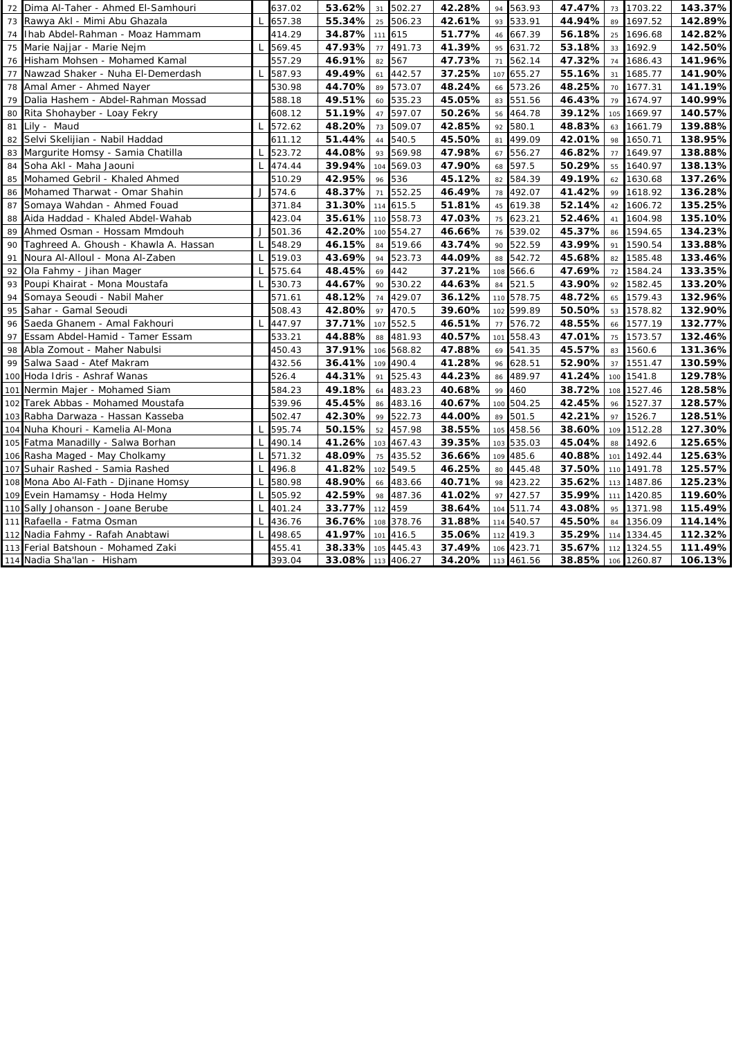| | | | | | | | | | | | | | |
|---|---|---|---|---|---|---|---|---|---|---|---|---|---|
| 72 | Dima Al-Taher - Ahmed El-Samhouri | | 637.02 | **53.62%** | 31 | 502.27 | **42.28%** | 94 | 563.93 | **47.47%** | 73 | 1703.22 | **143.37%** |
| 73 | Rawya Akl - Mimi Abu Ghazala | L | 657.38 | **55.34%** | 25 | 506.23 | **42.61%** | 93 | 533.91 | **44.94%** | 89 | 1697.52 | **142.89%** |
| 74 | Ihab Abdel-Rahman - Moaz Hammam | | 414.29 | **34.87%** | 111 | 615 | **51.77%** | 46 | 667.39 | **56.18%** | 25 | 1696.68 | **142.82%** |
| 75 | Marie Najjar - Marie Nejm | L | 569.45 | **47.93%** | 77 | 491.73 | **41.39%** | 95 | 631.72 | **53.18%** | 33 | 1692.9 | **142.50%** |
| 76 | Hisham Mohsen - Mohamed Kamal | | 557.29 | **46.91%** | 82 | 567 | **47.73%** | 71 | 562.14 | **47.32%** | 74 | 1686.43 | **141.96%** |
| 77 | Nawzad Shaker - Nuha El-Demerdash | L | 587.93 | **49.49%** | 61 | 442.57 | **37.25%** | 107 | 655.27 | **55.16%** | 31 | 1685.77 | **141.90%** |
| 78 | Amal Amer - Ahmed Nayer | | 530.98 | **44.70%** | 89 | 573.07 | **48.24%** | 66 | 573.26 | **48.25%** | 70 | 1677.31 | **141.19%** |
| 79 | Dalia Hashem - Abdel-Rahman Mossad | | 588.18 | **49.51%** | 60 | 535.23 | **45.05%** | 83 | 551.56 | **46.43%** | 79 | 1674.97 | **140.99%** |
| 80 | Rita Shohayber - Loay Fekry | | 608.12 | **51.19%** | 47 | 597.07 | **50.26%** | 56 | 464.78 | **39.12%** | 105 | 1669.97 | **140.57%** |
| 81 | Lily - Maud | L | 572.62 | **48.20%** | 73 | 509.07 | **42.85%** | 92 | 580.1 | **48.83%** | 63 | 1661.79 | **139.88%** |
| 82 | Selvi Skelijian - Nabil Haddad | | 611.12 | **51.44%** | 44 | 540.5 | **45.50%** | 81 | 499.09 | **42.01%** | 98 | 1650.71 | **138.95%** |
| 83 | Margurite Homsy - Samia Chatilla | L | 523.72 | **44.08%** | 93 | 569.98 | **47.98%** | 67 | 556.27 | **46.82%** | 77 | 1649.97 | **138.88%** |
| 84 | Soha Akl - Maha Jaouni | L | 474.44 | **39.94%** | 104 | 569.03 | **47.90%** | 68 | 597.5 | **50.29%** | 55 | 1640.97 | **138.13%** |
| 85 | Mohamed Gebril - Khaled Ahmed | | 510.29 | **42.95%** | 96 | 536 | **45.12%** | 82 | 584.39 | **49.19%** | 62 | 1630.68 | **137.26%** |
| 86 | Mohamed Tharwat - Omar Shahin | J | 574.6 | **48.37%** | 71 | 552.25 | **46.49%** | 78 | 492.07 | **41.42%** | 99 | 1618.92 | **136.28%** |
| 87 | Somaya Wahdan - Ahmed Fouad | | 371.84 | **31.30%** | 114 | 615.5 | **51.81%** | 45 | 619.38 | **52.14%** | 42 | 1606.72 | **135.25%** |
| 88 | Aida Haddad - Khaled Abdel-Wahab | | 423.04 | **35.61%** | 110 | 558.73 | **47.03%** | 75 | 623.21 | **52.46%** | 41 | 1604.98 | **135.10%** |
| 89 | Ahmed Osman - Hossam Mmdouh | J | 501.36 | **42.20%** | 100 | 554.27 | **46.66%** | 76 | 539.02 | **45.37%** | 86 | 1594.65 | **134.23%** |
| 90 | Taghreed A. Ghoush - Khawla A. Hassan | L | 548.29 | **46.15%** | 84 | 519.66 | **43.74%** | 90 | 522.59 | **43.99%** | 91 | 1590.54 | **133.88%** |
| 91 | Noura Al-Alloul - Mona Al-Zaben | L | 519.03 | **43.69%** | 94 | 523.73 | **44.09%** | 88 | 542.72 | **45.68%** | 82 | 1585.48 | **133.46%** |
| 92 | Ola Fahmy - Jihan Mager | L | 575.64 | **48.45%** | 69 | 442 | **37.21%** | 108 | 566.6 | **47.69%** | 72 | 1584.24 | **133.35%** |
| 93 | Poupi Khairat - Mona Moustafa | L | 530.73 | **44.67%** | 90 | 530.22 | **44.63%** | 84 | 521.5 | **43.90%** | 92 | 1582.45 | **133.20%** |
| 94 | Somaya Seoudi - Nabil Maher | | 571.61 | **48.12%** | 74 | 429.07 | **36.12%** | 110 | 578.75 | **48.72%** | 65 | 1579.43 | **132.96%** |
| 95 | Sahar - Gamal Seoudi | | 508.43 | **42.80%** | 97 | 470.5 | **39.60%** | 102 | 599.89 | **50.50%** | 53 | 1578.82 | **132.90%** |
| 96 | Saeda Ghanem - Amal Fakhouri | L | 447.97 | **37.71%** | 107 | 552.5 | **46.51%** | 77 | 576.72 | **48.55%** | 66 | 1577.19 | **132.77%** |
| 97 | Essam Abdel-Hamid - Tamer Essam | | 533.21 | **44.88%** | 88 | 481.93 | **40.57%** | 101 | 558.43 | **47.01%** | 75 | 1573.57 | **132.46%** |
| 98 | Abla Zomout - Maher Nabulsi | | 450.43 | **37.91%** | 106 | 568.82 | **47.88%** | 69 | 541.35 | **45.57%** | 83 | 1560.6 | **131.36%** |
| 99 | Salwa Saad - Atef Makram | | 432.56 | **36.41%** | 109 | 490.4 | **41.28%** | 96 | 628.51 | **52.90%** | 37 | 1551.47 | **130.59%** |
| 100 | Hoda Idris - Ashraf Wanas | | 526.4 | **44.31%** | 91 | 525.43 | **44.23%** | 86 | 489.97 | **41.24%** | 100 | 1541.8 | **129.78%** |
| 101 | Nermin Majer - Mohamed Siam | | 584.23 | **49.18%** | 64 | 483.23 | **40.68%** | 99 | 460 | **38.72%** | 108 | 1527.46 | **128.58%** |
| 102 | Tarek Abbas - Mohamed Moustafa | | 539.96 | **45.45%** | 86 | 483.16 | **40.67%** | 100 | 504.25 | **42.45%** | 96 | 1527.37 | **128.57%** |
| 103 | Rabha Darwaza - Hassan Kasseba | | 502.47 | **42.30%** | 99 | 522.73 | **44.00%** | 89 | 501.5 | **42.21%** | 97 | 1526.7 | **128.51%** |
| 104 | Nuha Khouri - Kamelia Al-Mona | L | 595.74 | **50.15%** | 52 | 457.98 | **38.55%** | 105 | 458.56 | **38.60%** | 109 | 1512.28 | **127.30%** |
| 105 | Fatma Manadilly - Salwa Borhan | L | 490.14 | **41.26%** | 103 | 467.43 | **39.35%** | 103 | 535.03 | **45.04%** | 88 | 1492.6 | **125.65%** |
| 106 | Rasha Maged - May Cholkamy | L | 571.32 | **48.09%** | 75 | 435.52 | **36.66%** | 109 | 485.6 | **40.88%** | 101 | 1492.44 | **125.63%** |
| 107 | Suhair Rashed - Samia Rashed | L | 496.8 | **41.82%** | 102 | 549.5 | **46.25%** | 80 | 445.48 | **37.50%** | 110 | 1491.78 | **125.57%** |
| 108 | Mona Abo Al-Fath - Djinane Homsy | L | 580.98 | **48.90%** | 66 | 483.66 | **40.71%** | 98 | 423.22 | **35.62%** | 113 | 1487.86 | **125.23%** |
| 109 | Evein Hamamsy - Hoda Helmy | L | 505.92 | **42.59%** | 98 | 487.36 | **41.02%** | 97 | 427.57 | **35.99%** | 111 | 1420.85 | **119.60%** |
| 110 | Sally Johanson - Joane Berube | L | 401.24 | **33.77%** | 112 | 459 | **38.64%** | 104 | 511.74 | **43.08%** | 95 | 1371.98 | **115.49%** |
| 111 | Rafaella - Fatma Osman | L | 436.76 | **36.76%** | 108 | 378.76 | **31.88%** | 114 | 540.57 | **45.50%** | 84 | 1356.09 | **114.14%** |
| 112 | Nadia Fahmy - Rafah Anabtawi | L | 498.65 | **41.97%** | 101 | 416.5 | **35.06%** | 112 | 419.3 | **35.29%** | 114 | 1334.45 | **112.32%** |
| 113 | Ferial Batshoun - Mohamed Zaki | | 455.41 | **38.33%** | 105 | 445.43 | **37.49%** | 106 | 423.71 | **35.67%** | 112 | 1324.55 | **111.49%** |
| 114 | Nadia Sha'lan - Hisham | | 393.04 | **33.08%** | 113 | 406.27 | **34.20%** | 113 | 461.56 | **38.85%** | 106 | 1260.87 | **106.13%** |